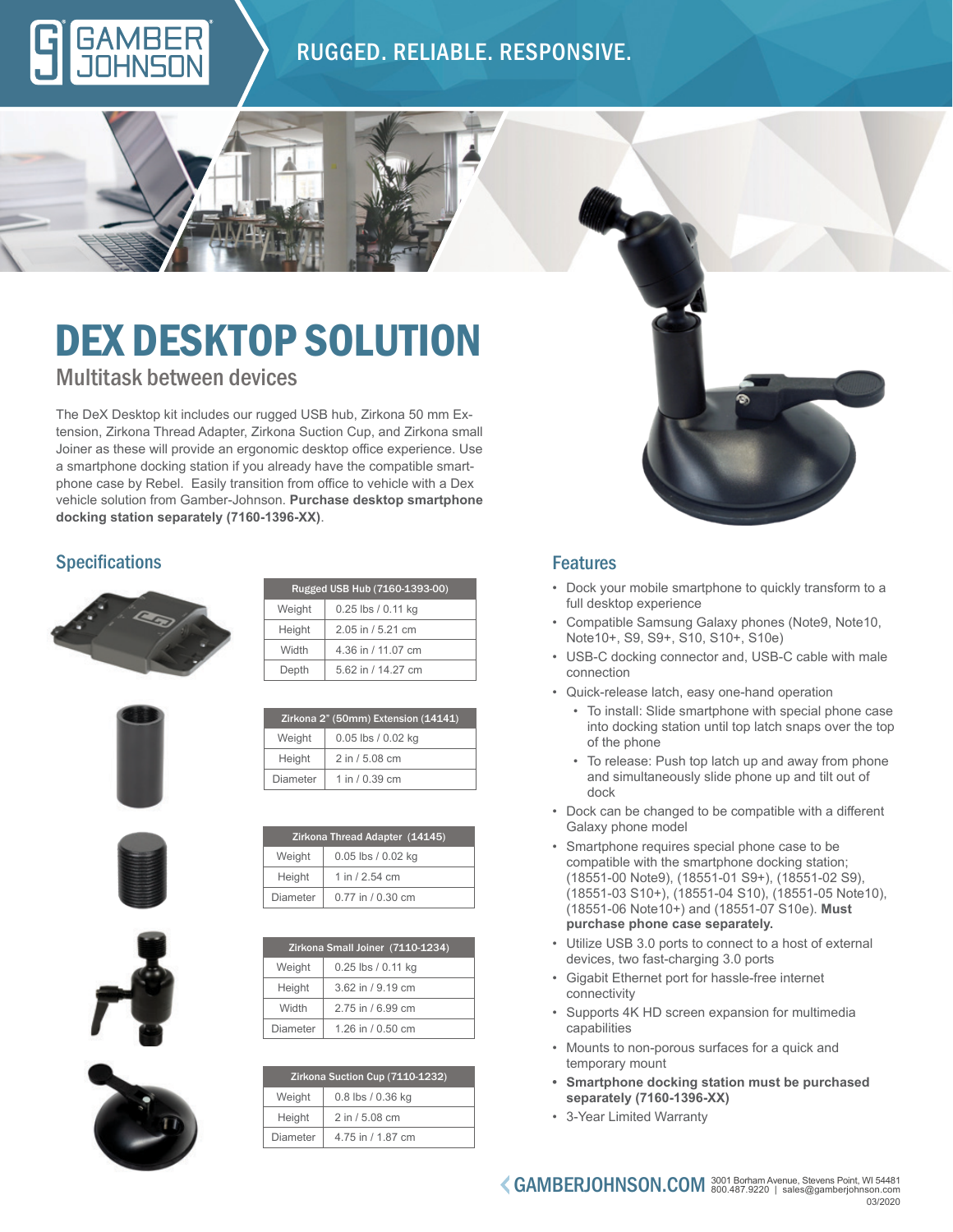# DEX DESKTOP SOLUTION

## Multitask between devices

The DeX Desktop kit includes our rugged USB hub, Zirkona 50 mm Extension, Zirkona Thread Adapter, Zirkona Suction Cup, and Zirkona small Joiner as these will provide an ergonomic desktop office experience. Use a smartphone docking station if you already have the compatible smartphone case by Rebel. Easily transition from office to vehicle with a Dex vehicle solution from Gamber-Johnson. **Purchase desktop smartphone docking station separately (7160-1396-XX)**.

## Specifications

| Rugged USB Hub (7160-1393-00) | |
|---|---|
| Weight | 0.25 lbs / 0.11 kg |
| Height | 2.05 in / 5.21 cm |
| Width | 4.36 in / 11.07 cm |
| Depth | 5.62 in / 14.27 cm |

| Zirkona 2" (50mm) Extension (14141) | |
|---|---|
| Weight | 0.05 lbs / 0.02 kg |
| Height | 2 in / 5.08 cm |
| Diameter | 1 in / 0.39 cm |

| Zirkona Thread Adapter (14145) | |
|---|---|
| Weight | 0.05 lbs / 0.02 kg |
| Height | 1 in / 2.54 cm |
| Diameter | 0.77 in / 0.30 cm |

| Zirkona Small Joiner (7110-1234) | |
|---|---|
| Weight | 0.25 lbs / 0.11 kg |
| Height | 3.62 in / 9.19 cm |
| Width | 2.75 in / 6.99 cm |
| Diameter | 1.26 in / 0.50 cm |

| Zirkona Suction Cup (7110-1232) | |
|---|---|
| Weight | 0.8 lbs / 0.36 kg |
| Height | 2 in / 5.08 cm |
| Diameter | 4.75 in / 1.87 cm |

## Features

- Dock your mobile smartphone to quickly transform to a full desktop experience
- Compatible Samsung Galaxy phones (Note9, Note10, Note10+, S9, S9+, S10, S10+, S10e)
- USB-C docking connector and, USB-C cable with male connection
- Quick-release latch, easy one-hand operation
  - To install: Slide smartphone with special phone case into docking station until top latch snaps over the top of the phone
  - To release: Push top latch up and away from phone and simultaneously slide phone up and tilt out of dock
- Dock can be changed to be compatible with a different Galaxy phone model
- Smartphone requires special phone case to be compatible with the smartphone docking station; (18551-00 Note9), (18551-01 S9+), (18551-02 S9), (18551-03 S10+), (18551-04 S10), (18551-05 Note10), (18551-06 Note10+) and (18551-07 S10e). **Must purchase phone case separately.**
- Utilize USB 3.0 ports to connect to a host of external devices, two fast-charging 3.0 ports
- Gigabit Ethernet port for hassle-free internet connectivity
- Supports 4K HD screen expansion for multimedia capabilities
- Mounts to non-porous surfaces for a quick and temporary mount
- **Smartphone docking station must be purchased separately (7160-1396-XX)**
- 3-Year Limited Warranty

GAMBERJOHNSON.COM 3001 Borham Avenue, Stevens Point, WI 54481 800.487.9220 | sales@gamberjohnson.com 03/2020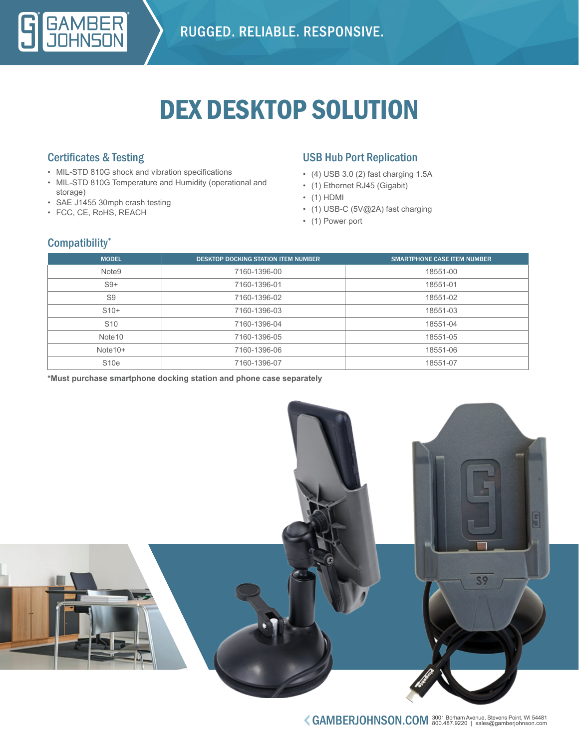# DEX DESKTOP SOLUTION

## Certificates & Testing

- MIL-STD 810G shock and vibration specifications
- MIL-STD 810G Temperature and Humidity (operational and storage)
- SAE J1455 30mph crash testing
- FCC, CE, RoHS, REACH

## USB Hub Port Replication

- (4) USB 3.0 (2) fast charging 1.5A
- (1) Ethernet RJ45 (Gigabit)
- (1) HDMI
- (1) USB-C (5V@2A) fast charging
- (1) Power port

## Compatibility*

| MODEL | DESKTOP DOCKING STATION ITEM NUMBER | SMARTPHONE CASE ITEM NUMBER |
|---|---|---|
| Note9 | 7160-1396-00 | 18551-00 |
| S9+ | 7160-1396-01 | 18551-01 |
| S9 | 7160-1396-02 | 18551-02 |
| S10+ | 7160-1396-03 | 18551-03 |
| S10 | 7160-1396-04 | 18551-04 |
| Note10 | 7160-1396-05 | 18551-05 |
| Note10+ | 7160-1396-06 | 18551-06 |
| S10e | 7160-1396-07 | 18551-07 |

**\*Must purchase smartphone docking station and phone case separately**

GAMBERJOHNSON.COM 3001 Borham Avenue, Stevens Point, WI 54481 | 800.487.9220 | sales@gamberjohnson.com